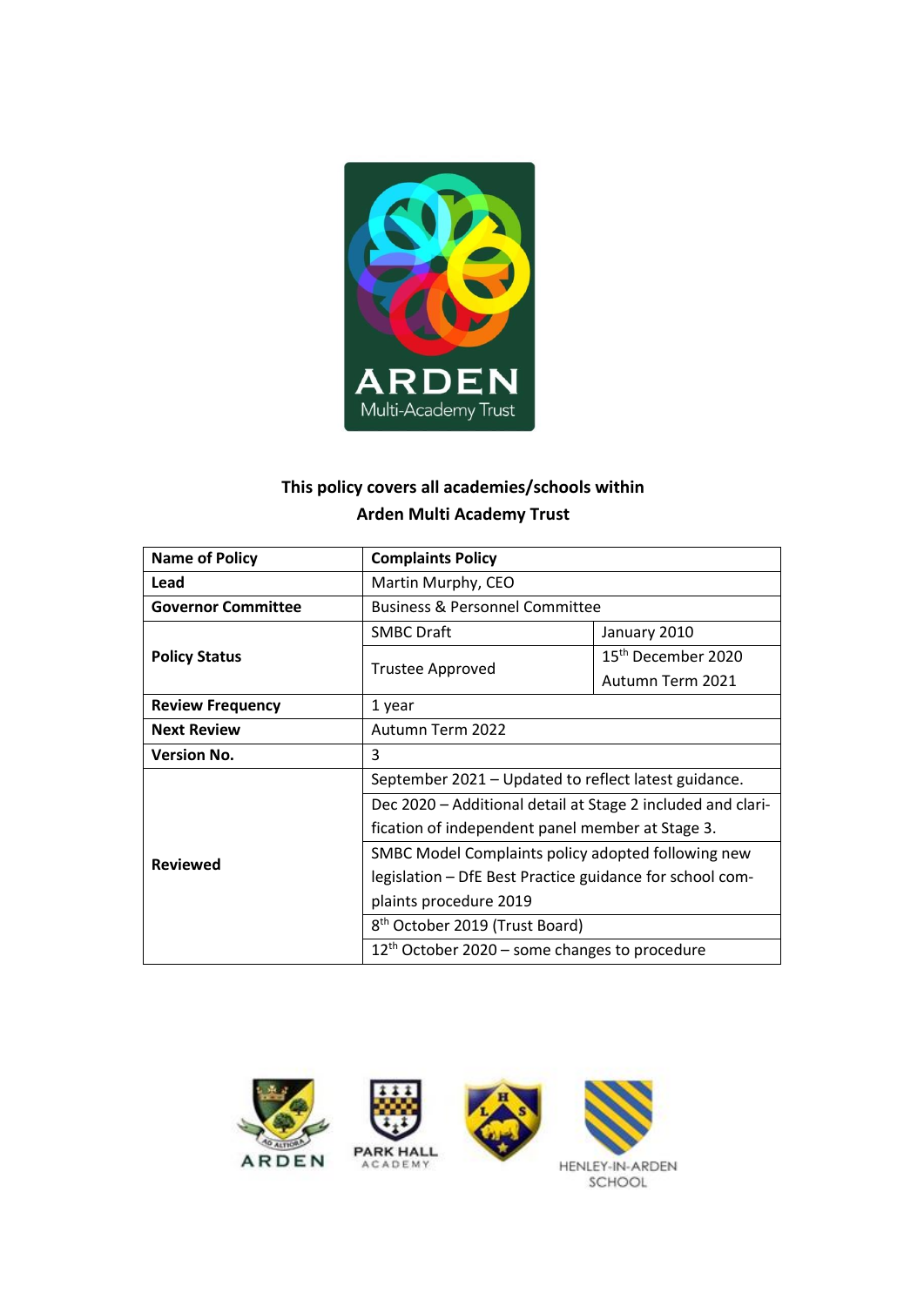**This policy covers all academies/schools within**
**Arden Multi Academy Trust**

| **Name of Policy** | **Complaints Policy** | |
|---|---|---|
| **Lead** | Martin Murphy, CEO | |
| **Governor Committee** | Business & Personnel Committee | |
| **Policy Status** | SMBC Draft | January 2010 |
| | Trustee Approved | 15th December 2020<br>Autumn Term 2021 |
| **Review Frequency** | 1 year | |
| **Next Review** | Autumn Term 2022 | |
| **Version No.** | 3 | |
| **Reviewed** | September 2021 – Updated to reflect latest guidance. | |
| | Dec 2020 – Additional detail at Stage 2 included and clarification of independent panel member at Stage 3. | |
| | SMBC Model Complaints policy adopted following new legislation – DfE Best Practice guidance for school complaints procedure 2019 | |
| | 8th October 2019 (Trust Board) | |
| | 12th October 2020 – some changes to procedure | |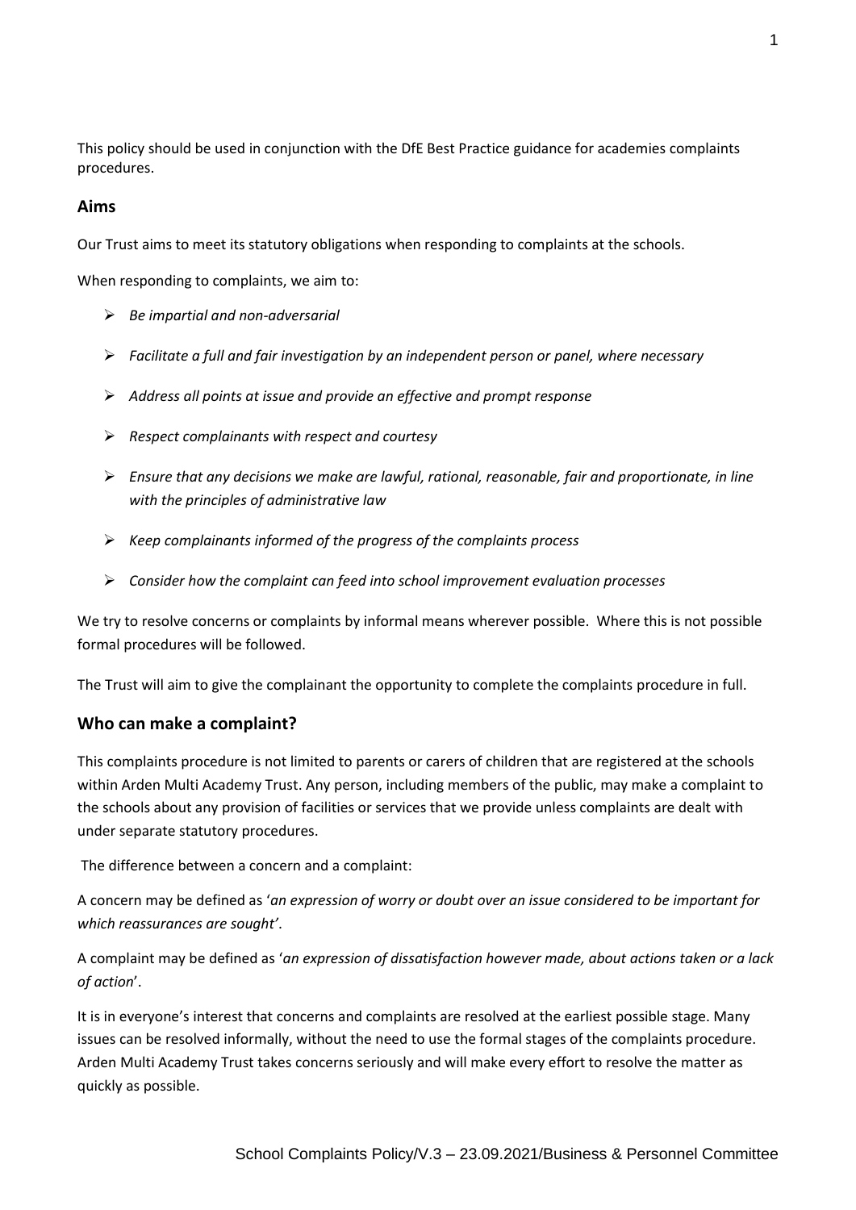This policy should be used in conjunction with the DfE Best Practice guidance for academies complaints procedures.

## Aims

Our Trust aims to meet its statutory obligations when responding to complaints at the schools.

When responding to complaints, we aim to:

- *Be impartial and non-adversarial*
- *Facilitate a full and fair investigation by an independent person or panel, where necessary*
- *Address all points at issue and provide an effective and prompt response*
- *Respect complainants with respect and courtesy*
- *Ensure that any decisions we make are lawful, rational, reasonable, fair and proportionate, in line with the principles of administrative law*
- *Keep complainants informed of the progress of the complaints process*
- *Consider how the complaint can feed into school improvement evaluation processes*

We try to resolve concerns or complaints by informal means wherever possible. Where this is not possible formal procedures will be followed.

The Trust will aim to give the complainant the opportunity to complete the complaints procedure in full.

## Who can make a complaint?

This complaints procedure is not limited to parents or carers of children that are registered at the schools within Arden Multi Academy Trust. Any person, including members of the public, may make a complaint to the schools about any provision of facilities or services that we provide unless complaints are dealt with under separate statutory procedures.

The difference between a concern and a complaint:

A concern may be defined as '*an expression of worry or doubt over an issue considered to be important for which reassurances are sought'*.

A complaint may be defined as '*an expression of dissatisfaction however made, about actions taken or a lack of action*'.

It is in everyone's interest that concerns and complaints are resolved at the earliest possible stage. Many issues can be resolved informally, without the need to use the formal stages of the complaints procedure. Arden Multi Academy Trust takes concerns seriously and will make every effort to resolve the matter as quickly as possible.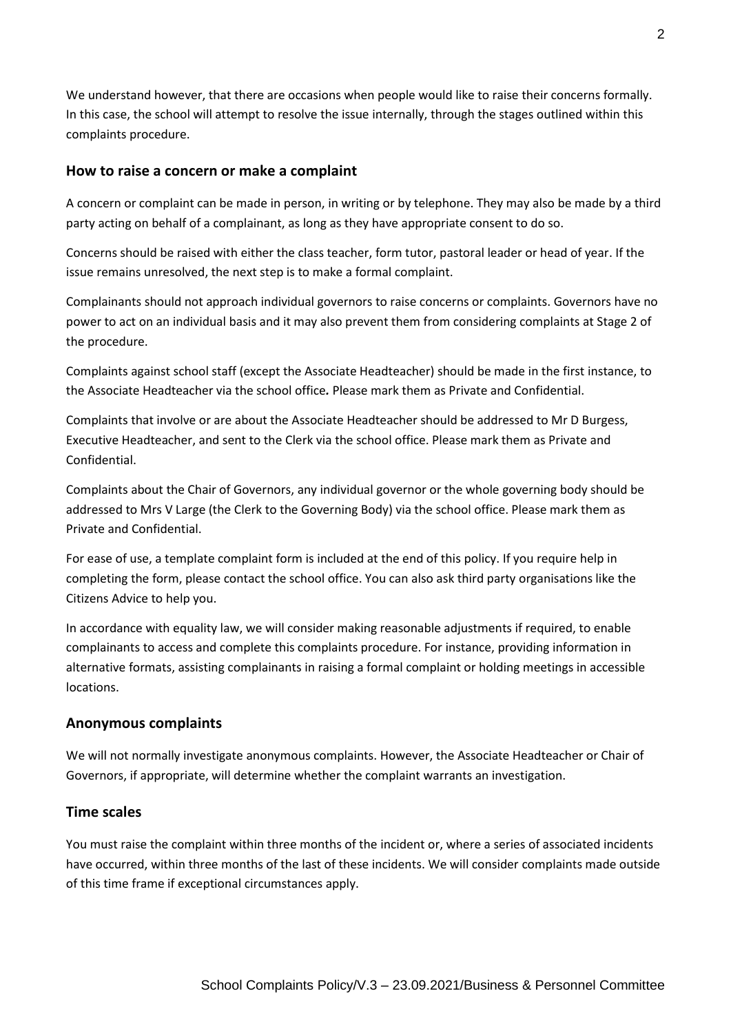We understand however, that there are occasions when people would like to raise their concerns formally. In this case, the school will attempt to resolve the issue internally, through the stages outlined within this complaints procedure.

## How to raise a concern or make a complaint

A concern or complaint can be made in person, in writing or by telephone. They may also be made by a third party acting on behalf of a complainant, as long as they have appropriate consent to do so.

Concerns should be raised with either the class teacher, form tutor, pastoral leader or head of year. If the issue remains unresolved, the next step is to make a formal complaint.

Complainants should not approach individual governors to raise concerns or complaints. Governors have no power to act on an individual basis and it may also prevent them from considering complaints at Stage 2 of the procedure.

Complaints against school staff (except the Associate Headteacher) should be made in the first instance, to the Associate Headteacher via the school office**.** Please mark them as Private and Confidential.

Complaints that involve or are about the Associate Headteacher should be addressed to Mr D Burgess, Executive Headteacher, and sent to the Clerk via the school office. Please mark them as Private and Confidential.

Complaints about the Chair of Governors, any individual governor or the whole governing body should be addressed to Mrs V Large (the Clerk to the Governing Body) via the school office. Please mark them as Private and Confidential.

For ease of use, a template complaint form is included at the end of this policy. If you require help in completing the form, please contact the school office. You can also ask third party organisations like the Citizens Advice to help you.

In accordance with equality law, we will consider making reasonable adjustments if required, to enable complainants to access and complete this complaints procedure. For instance, providing information in alternative formats, assisting complainants in raising a formal complaint or holding meetings in accessible locations.

## Anonymous complaints

We will not normally investigate anonymous complaints. However, the Associate Headteacher or Chair of Governors, if appropriate, will determine whether the complaint warrants an investigation.

## Time scales

You must raise the complaint within three months of the incident or, where a series of associated incidents have occurred, within three months of the last of these incidents. We will consider complaints made outside of this time frame if exceptional circumstances apply.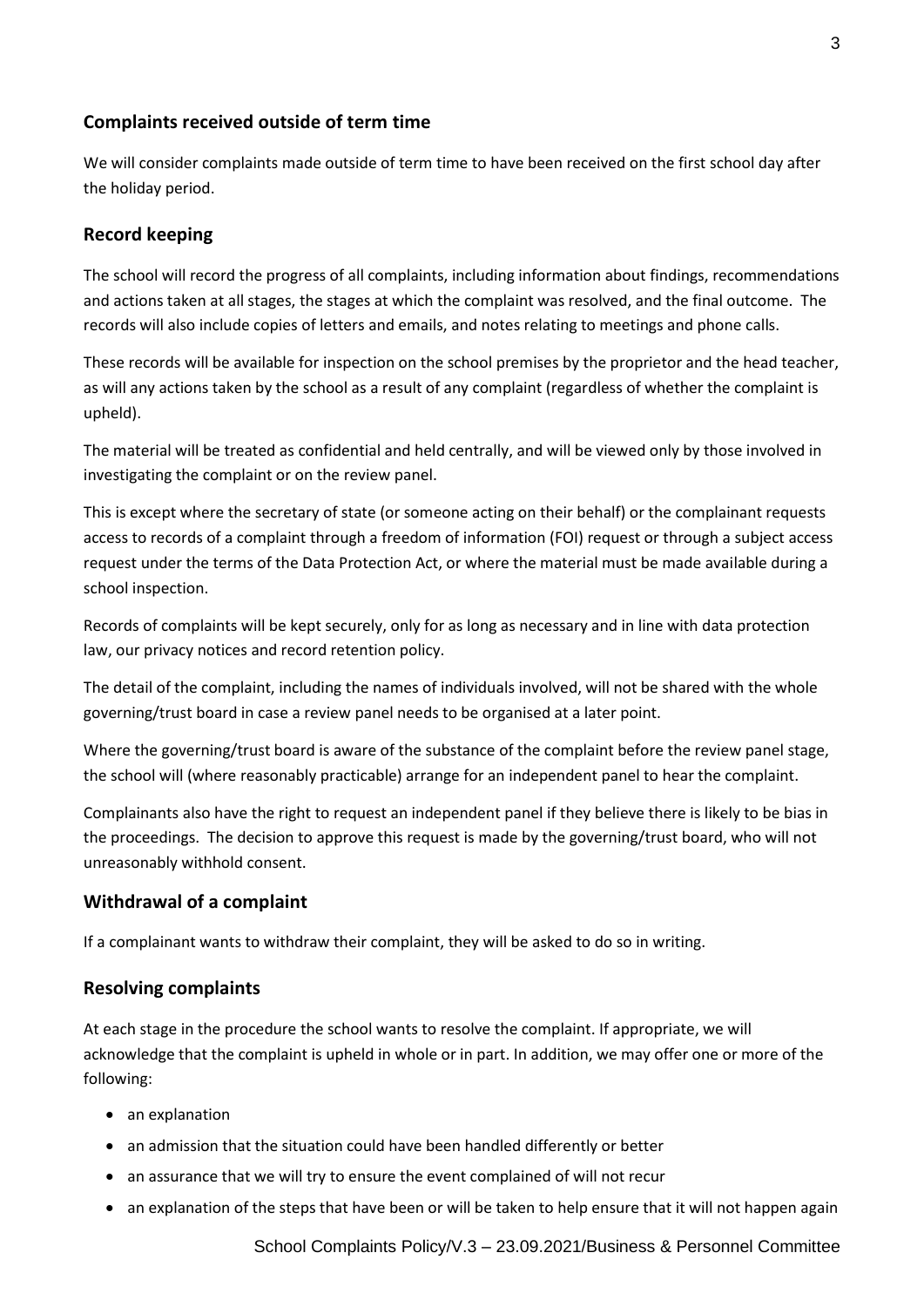## Complaints received outside of term time

We will consider complaints made outside of term time to have been received on the first school day after the holiday period.

## Record keeping

The school will record the progress of all complaints, including information about findings, recommendations and actions taken at all stages, the stages at which the complaint was resolved, and the final outcome. The records will also include copies of letters and emails, and notes relating to meetings and phone calls.

These records will be available for inspection on the school premises by the proprietor and the head teacher, as will any actions taken by the school as a result of any complaint (regardless of whether the complaint is upheld).

The material will be treated as confidential and held centrally, and will be viewed only by those involved in investigating the complaint or on the review panel.

This is except where the secretary of state (or someone acting on their behalf) or the complainant requests access to records of a complaint through a freedom of information (FOI) request or through a subject access request under the terms of the Data Protection Act, or where the material must be made available during a school inspection.

Records of complaints will be kept securely, only for as long as necessary and in line with data protection law, our privacy notices and record retention policy.

The detail of the complaint, including the names of individuals involved, will not be shared with the whole governing/trust board in case a review panel needs to be organised at a later point.

Where the governing/trust board is aware of the substance of the complaint before the review panel stage, the school will (where reasonably practicable) arrange for an independent panel to hear the complaint.

Complainants also have the right to request an independent panel if they believe there is likely to be bias in the proceedings. The decision to approve this request is made by the governing/trust board, who will not unreasonably withhold consent.

## Withdrawal of a complaint

If a complainant wants to withdraw their complaint, they will be asked to do so in writing.

## Resolving complaints

At each stage in the procedure the school wants to resolve the complaint. If appropriate, we will acknowledge that the complaint is upheld in whole or in part. In addition, we may offer one or more of the following:

- an explanation
- an admission that the situation could have been handled differently or better
- an assurance that we will try to ensure the event complained of will not recur
- an explanation of the steps that have been or will be taken to help ensure that it will not happen again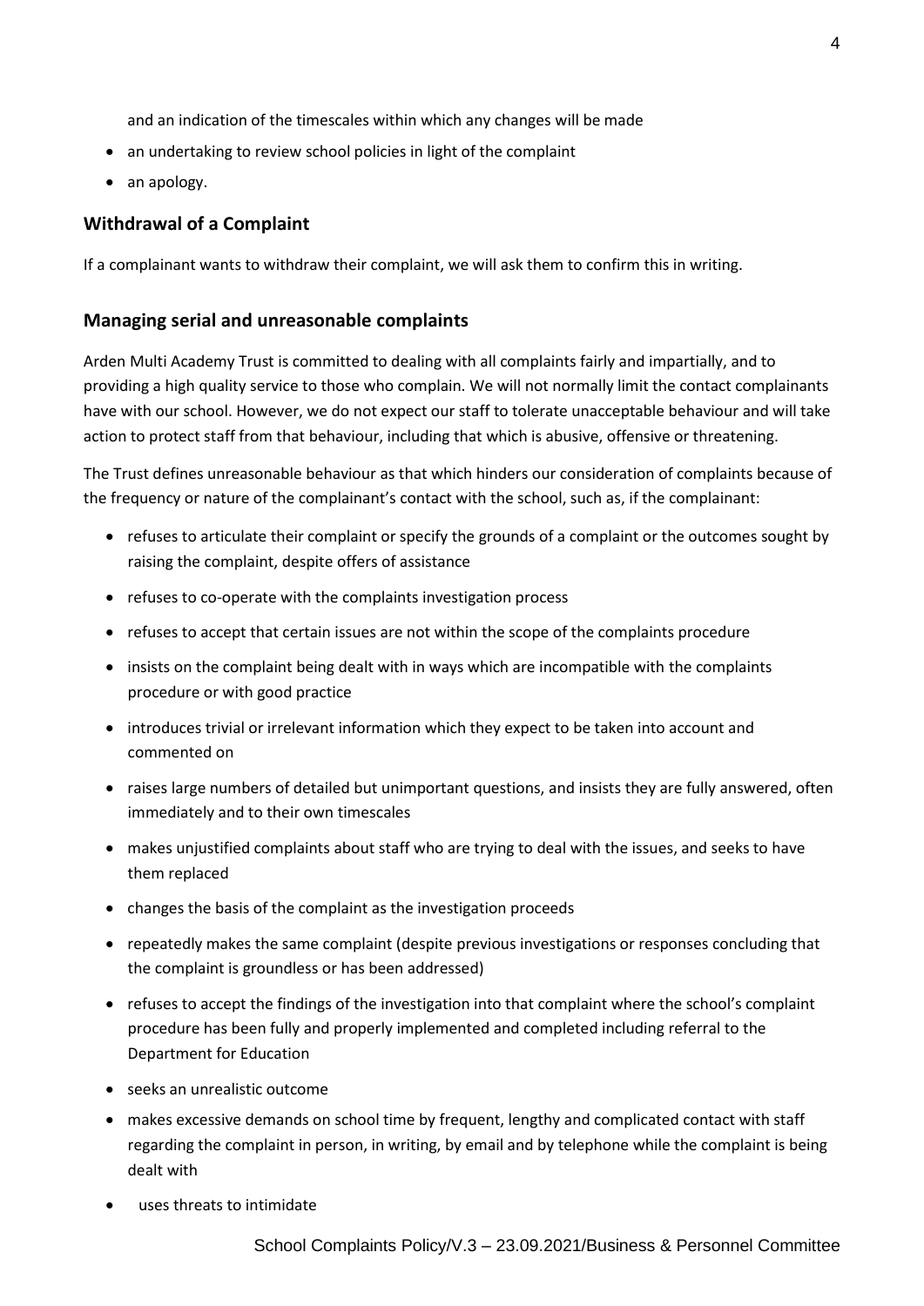and an indication of the timescales within which any changes will be made

- an undertaking to review school policies in light of the complaint
- an apology.

## Withdrawal of a Complaint

If a complainant wants to withdraw their complaint, we will ask them to confirm this in writing.

## Managing serial and unreasonable complaints

Arden Multi Academy Trust is committed to dealing with all complaints fairly and impartially, and to providing a high quality service to those who complain. We will not normally limit the contact complainants have with our school. However, we do not expect our staff to tolerate unacceptable behaviour and will take action to protect staff from that behaviour, including that which is abusive, offensive or threatening.

The Trust defines unreasonable behaviour as that which hinders our consideration of complaints because of the frequency or nature of the complainant's contact with the school, such as, if the complainant:

- refuses to articulate their complaint or specify the grounds of a complaint or the outcomes sought by raising the complaint, despite offers of assistance
- refuses to co-operate with the complaints investigation process
- refuses to accept that certain issues are not within the scope of the complaints procedure
- insists on the complaint being dealt with in ways which are incompatible with the complaints procedure or with good practice
- introduces trivial or irrelevant information which they expect to be taken into account and commented on
- raises large numbers of detailed but unimportant questions, and insists they are fully answered, often immediately and to their own timescales
- makes unjustified complaints about staff who are trying to deal with the issues, and seeks to have them replaced
- changes the basis of the complaint as the investigation proceeds
- repeatedly makes the same complaint (despite previous investigations or responses concluding that the complaint is groundless or has been addressed)
- refuses to accept the findings of the investigation into that complaint where the school's complaint procedure has been fully and properly implemented and completed including referral to the Department for Education
- seeks an unrealistic outcome
- makes excessive demands on school time by frequent, lengthy and complicated contact with staff regarding the complaint in person, in writing, by email and by telephone while the complaint is being dealt with
- uses threats to intimidate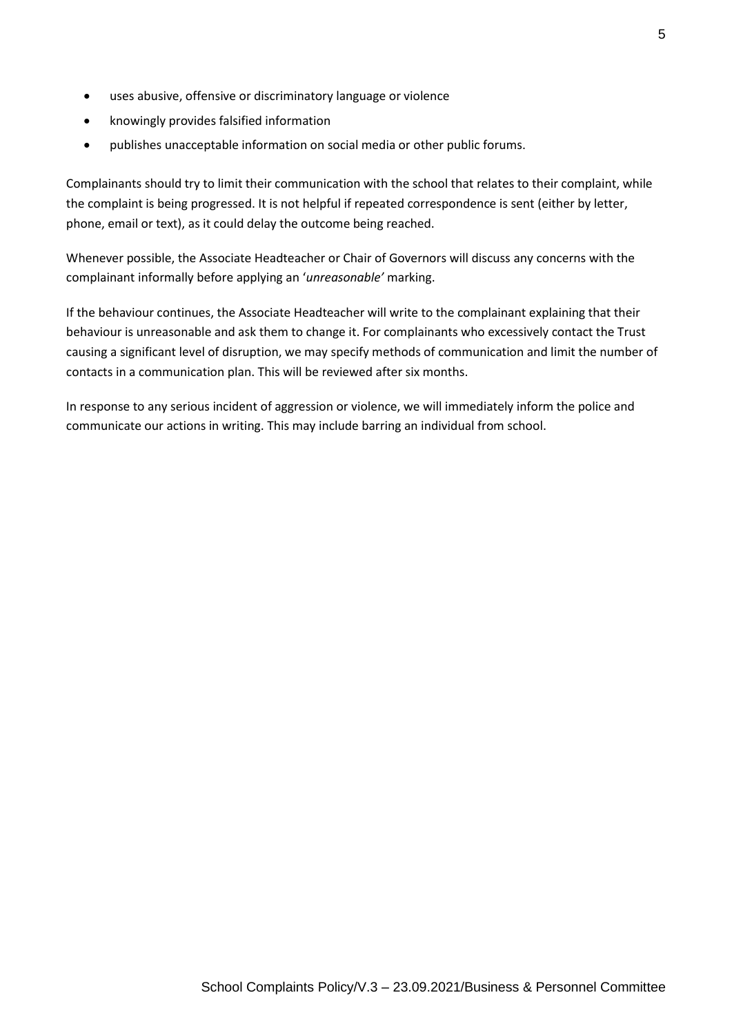- uses abusive, offensive or discriminatory language or violence
- knowingly provides falsified information
- publishes unacceptable information on social media or other public forums.

Complainants should try to limit their communication with the school that relates to their complaint, while the complaint is being progressed. It is not helpful if repeated correspondence is sent (either by letter, phone, email or text), as it could delay the outcome being reached.

Whenever possible, the Associate Headteacher or Chair of Governors will discuss any concerns with the complainant informally before applying an '*unreasonable'* marking.

If the behaviour continues, the Associate Headteacher will write to the complainant explaining that their behaviour is unreasonable and ask them to change it. For complainants who excessively contact the Trust causing a significant level of disruption, we may specify methods of communication and limit the number of contacts in a communication plan. This will be reviewed after six months.

In response to any serious incident of aggression or violence, we will immediately inform the police and communicate our actions in writing. This may include barring an individual from school.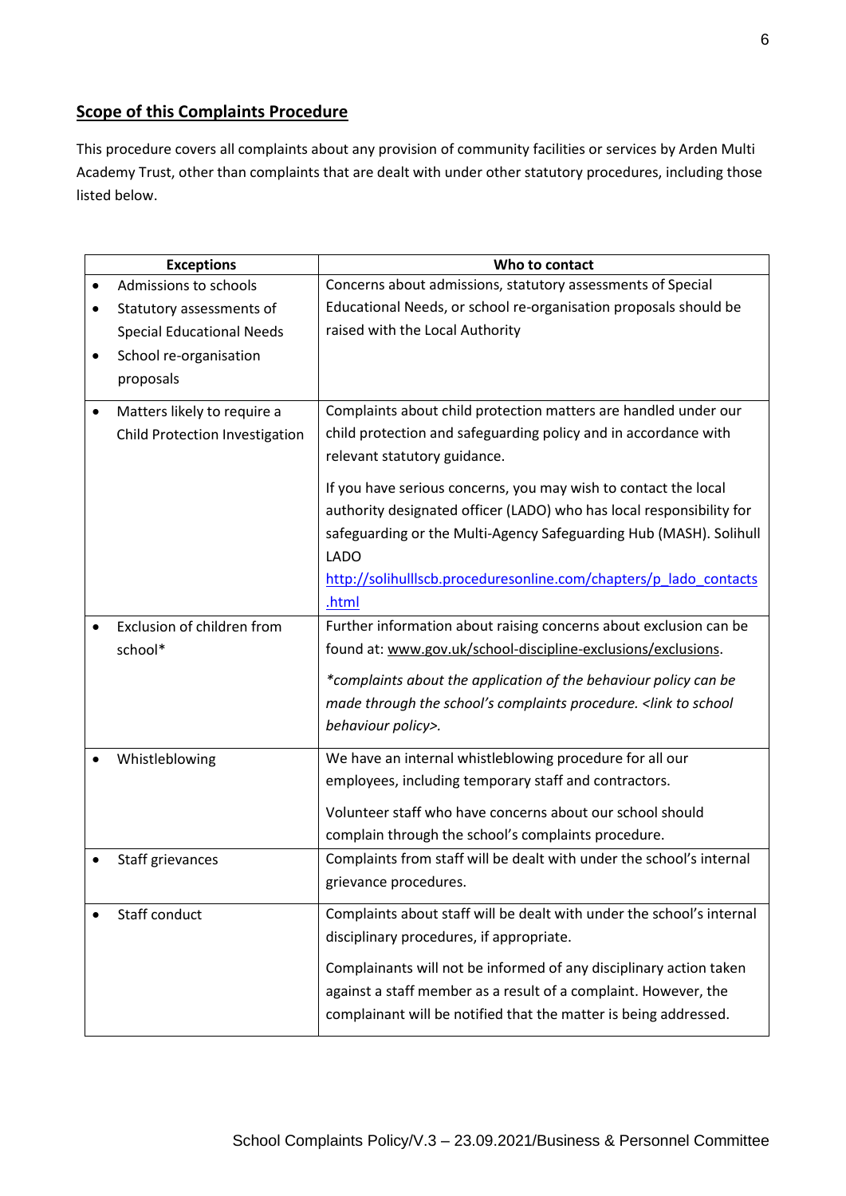## Scope of this Complaints Procedure

This procedure covers all complaints about any provision of community facilities or services by Arden Multi Academy Trust, other than complaints that are dealt with under other statutory procedures, including those listed below.

| Exceptions | Who to contact |
|---|---|
| • Admissions to schools<br>• Statutory assessments of Special Educational Needs<br>• School re-organisation proposals | Concerns about admissions, statutory assessments of Special Educational Needs, or school re-organisation proposals should be raised with the Local Authority |
| • Matters likely to require a Child Protection Investigation | Complaints about child protection matters are handled under our child protection and safeguarding policy and in accordance with relevant statutory guidance.<br><br>If you have serious concerns, you may wish to contact the local authority designated officer (LADO) who has local responsibility for safeguarding or the Multi-Agency Safeguarding Hub (MASH). Solihull LADO [http://solihulllscb.proceduresonline.com/chapters/p_lado_contacts.html](http://solihulllscb.proceduresonline.com/chapters/p_lado_contacts.html) |
| • Exclusion of children from school* | Further information about raising concerns about exclusion can be found at: www.gov.uk/school-discipline-exclusions/exclusions.<br><br>*\*complaints about the application of the behaviour policy can be made through the school's complaints procedure. <link to school behaviour policy>.* |
| • Whistleblowing | We have an internal whistleblowing procedure for all our employees, including temporary staff and contractors.<br><br>Volunteer staff who have concerns about our school should complain through the school's complaints procedure. |
| • Staff grievances | Complaints from staff will be dealt with under the school's internal grievance procedures. |
| • Staff conduct | Complaints about staff will be dealt with under the school's internal disciplinary procedures, if appropriate.<br><br>Complainants will not be informed of any disciplinary action taken against a staff member as a result of a complaint. However, the complainant will be notified that the matter is being addressed. |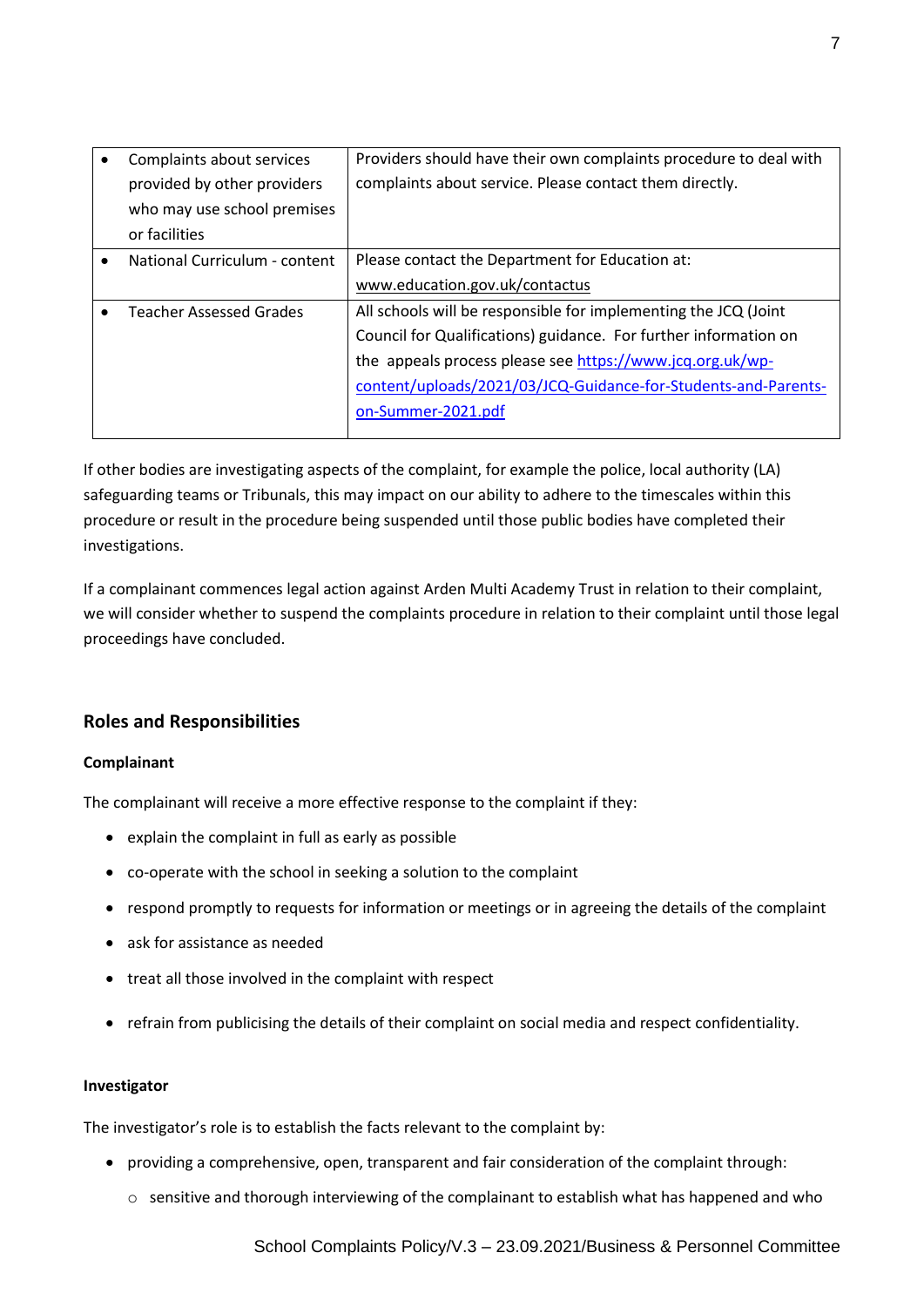| | |
|---|---|
| • Complaints about services provided by other providers who may use school premises or facilities | Providers should have their own complaints procedure to deal with complaints about service. Please contact them directly. |
| • National Curriculum - content | Please contact the Department for Education at: www.education.gov.uk/contactus |
| • Teacher Assessed Grades | All schools will be responsible for implementing the JCQ (Joint Council for Qualifications) guidance. For further information on the appeals process please see https://www.jcq.org.uk/wp-content/uploads/2021/03/JCQ-Guidance-for-Students-and-Parents-on-Summer-2021.pdf |

If other bodies are investigating aspects of the complaint, for example the police, local authority (LA) safeguarding teams or Tribunals, this may impact on our ability to adhere to the timescales within this procedure or result in the procedure being suspended until those public bodies have completed their investigations.

If a complainant commences legal action against Arden Multi Academy Trust in relation to their complaint, we will consider whether to suspend the complaints procedure in relation to their complaint until those legal proceedings have concluded.

## Roles and Responsibilities

**Complainant**

The complainant will receive a more effective response to the complaint if they:

- explain the complaint in full as early as possible
- co-operate with the school in seeking a solution to the complaint
- respond promptly to requests for information or meetings or in agreeing the details of the complaint
- ask for assistance as needed
- treat all those involved in the complaint with respect
- refrain from publicising the details of their complaint on social media and respect confidentiality.

**Investigator**

The investigator's role is to establish the facts relevant to the complaint by:

- providing a comprehensive, open, transparent and fair consideration of the complaint through:
  - sensitive and thorough interviewing of the complainant to establish what has happened and who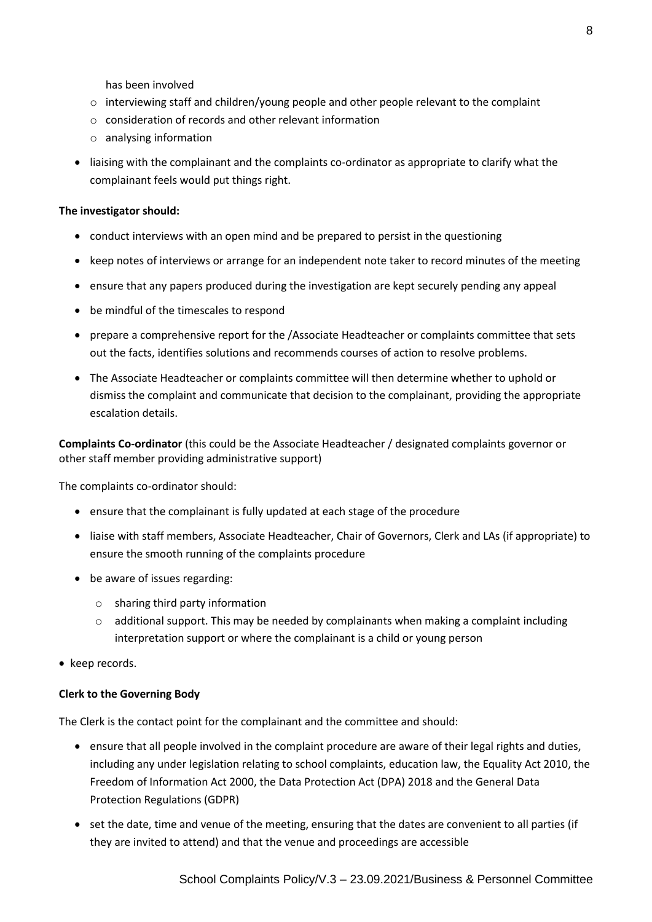has been involved

- o interviewing staff and children/young people and other people relevant to the complaint
- o consideration of records and other relevant information
- o analysing information

- liaising with the complainant and the complaints co-ordinator as appropriate to clarify what the complainant feels would put things right.

**The investigator should:**

- conduct interviews with an open mind and be prepared to persist in the questioning
- keep notes of interviews or arrange for an independent note taker to record minutes of the meeting
- ensure that any papers produced during the investigation are kept securely pending any appeal
- be mindful of the timescales to respond
- prepare a comprehensive report for the /Associate Headteacher or complaints committee that sets out the facts, identifies solutions and recommends courses of action to resolve problems.
- The Associate Headteacher or complaints committee will then determine whether to uphold or dismiss the complaint and communicate that decision to the complainant, providing the appropriate escalation details.

**Complaints Co-ordinator** (this could be the Associate Headteacher / designated complaints governor or other staff member providing administrative support)

The complaints co-ordinator should:

- ensure that the complainant is fully updated at each stage of the procedure
- liaise with staff members, Associate Headteacher, Chair of Governors, Clerk and LAs (if appropriate) to ensure the smooth running of the complaints procedure
- be aware of issues regarding:
    - o sharing third party information
    - o additional support. This may be needed by complainants when making a complaint including interpretation support or where the complainant is a child or young person
- keep records.

**Clerk to the Governing Body**

The Clerk is the contact point for the complainant and the committee and should:

- ensure that all people involved in the complaint procedure are aware of their legal rights and duties, including any under legislation relating to school complaints, education law, the Equality Act 2010, the Freedom of Information Act 2000, the Data Protection Act (DPA) 2018 and the General Data Protection Regulations (GDPR)
- set the date, time and venue of the meeting, ensuring that the dates are convenient to all parties (if they are invited to attend) and that the venue and proceedings are accessible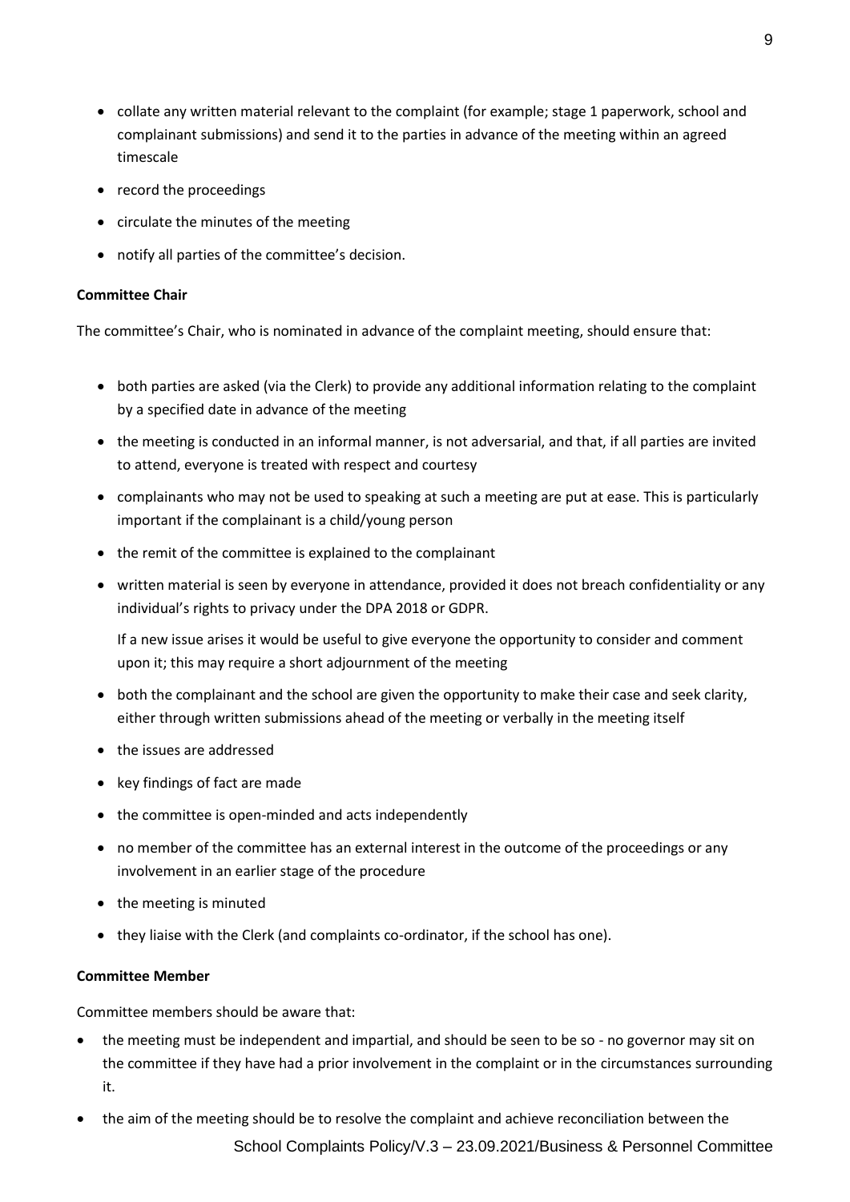- collate any written material relevant to the complaint (for example; stage 1 paperwork, school and complainant submissions) and send it to the parties in advance of the meeting within an agreed timescale
- record the proceedings
- circulate the minutes of the meeting
- notify all parties of the committee's decision.

**Committee Chair**

The committee's Chair, who is nominated in advance of the complaint meeting, should ensure that:

- both parties are asked (via the Clerk) to provide any additional information relating to the complaint by a specified date in advance of the meeting
- the meeting is conducted in an informal manner, is not adversarial, and that, if all parties are invited to attend, everyone is treated with respect and courtesy
- complainants who may not be used to speaking at such a meeting are put at ease. This is particularly important if the complainant is a child/young person
- the remit of the committee is explained to the complainant
- written material is seen by everyone in attendance, provided it does not breach confidentiality or any individual's rights to privacy under the DPA 2018 or GDPR.

  If a new issue arises it would be useful to give everyone the opportunity to consider and comment upon it; this may require a short adjournment of the meeting
- both the complainant and the school are given the opportunity to make their case and seek clarity, either through written submissions ahead of the meeting or verbally in the meeting itself
- the issues are addressed
- key findings of fact are made
- the committee is open-minded and acts independently
- no member of the committee has an external interest in the outcome of the proceedings or any involvement in an earlier stage of the procedure
- the meeting is minuted
- they liaise with the Clerk (and complaints co-ordinator, if the school has one).

**Committee Member**

Committee members should be aware that:

- the meeting must be independent and impartial, and should be seen to be so - no governor may sit on the committee if they have had a prior involvement in the complaint or in the circumstances surrounding it.
- the aim of the meeting should be to resolve the complaint and achieve reconciliation between the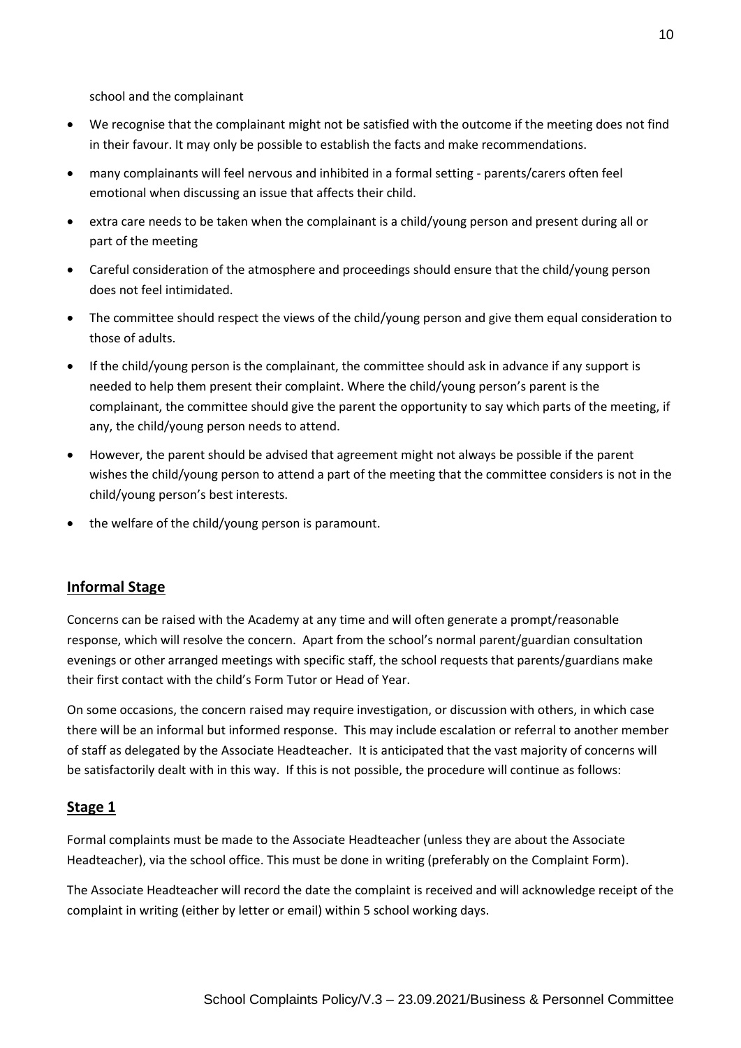school and the complainant

- We recognise that the complainant might not be satisfied with the outcome if the meeting does not find in their favour. It may only be possible to establish the facts and make recommendations.
- many complainants will feel nervous and inhibited in a formal setting - parents/carers often feel emotional when discussing an issue that affects their child.
- extra care needs to be taken when the complainant is a child/young person and present during all or part of the meeting
- Careful consideration of the atmosphere and proceedings should ensure that the child/young person does not feel intimidated.
- The committee should respect the views of the child/young person and give them equal consideration to those of adults.
- If the child/young person is the complainant, the committee should ask in advance if any support is needed to help them present their complaint. Where the child/young person's parent is the complainant, the committee should give the parent the opportunity to say which parts of the meeting, if any, the child/young person needs to attend.
- However, the parent should be advised that agreement might not always be possible if the parent wishes the child/young person to attend a part of the meeting that the committee considers is not in the child/young person's best interests.
- the welfare of the child/young person is paramount.

## Informal Stage

Concerns can be raised with the Academy at any time and will often generate a prompt/reasonable response, which will resolve the concern. Apart from the school's normal parent/guardian consultation evenings or other arranged meetings with specific staff, the school requests that parents/guardians make their first contact with the child's Form Tutor or Head of Year.

On some occasions, the concern raised may require investigation, or discussion with others, in which case there will be an informal but informed response. This may include escalation or referral to another member of staff as delegated by the Associate Headteacher. It is anticipated that the vast majority of concerns will be satisfactorily dealt with in this way. If this is not possible, the procedure will continue as follows:

## Stage 1

Formal complaints must be made to the Associate Headteacher (unless they are about the Associate Headteacher), via the school office. This must be done in writing (preferably on the Complaint Form).

The Associate Headteacher will record the date the complaint is received and will acknowledge receipt of the complaint in writing (either by letter or email) within 5 school working days.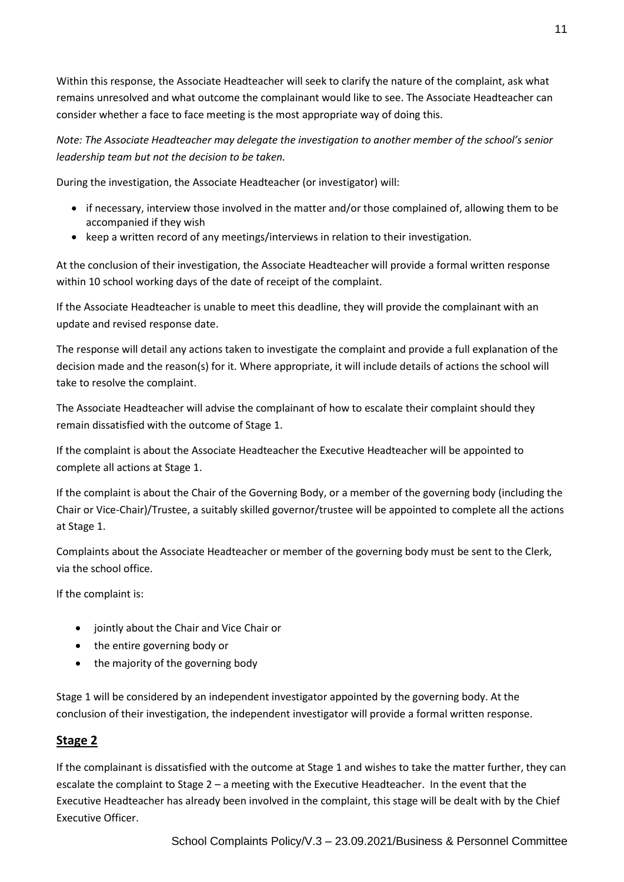Within this response, the Associate Headteacher will seek to clarify the nature of the complaint, ask what remains unresolved and what outcome the complainant would like to see. The Associate Headteacher can consider whether a face to face meeting is the most appropriate way of doing this.

*Note: The Associate Headteacher may delegate the investigation to another member of the school's senior leadership team but not the decision to be taken.*

During the investigation, the Associate Headteacher (or investigator) will:

- if necessary, interview those involved in the matter and/or those complained of, allowing them to be accompanied if they wish
- keep a written record of any meetings/interviews in relation to their investigation.

At the conclusion of their investigation, the Associate Headteacher will provide a formal written response within 10 school working days of the date of receipt of the complaint.

If the Associate Headteacher is unable to meet this deadline, they will provide the complainant with an update and revised response date.

The response will detail any actions taken to investigate the complaint and provide a full explanation of the decision made and the reason(s) for it. Where appropriate, it will include details of actions the school will take to resolve the complaint.

The Associate Headteacher will advise the complainant of how to escalate their complaint should they remain dissatisfied with the outcome of Stage 1.

If the complaint is about the Associate Headteacher the Executive Headteacher will be appointed to complete all actions at Stage 1.

If the complaint is about the Chair of the Governing Body, or a member of the governing body (including the Chair or Vice-Chair)/Trustee, a suitably skilled governor/trustee will be appointed to complete all the actions at Stage 1.

Complaints about the Associate Headteacher or member of the governing body must be sent to the Clerk, via the school office.

If the complaint is:

- jointly about the Chair and Vice Chair or
- the entire governing body or
- the majority of the governing body

Stage 1 will be considered by an independent investigator appointed by the governing body. At the conclusion of their investigation, the independent investigator will provide a formal written response.

## Stage 2

If the complainant is dissatisfied with the outcome at Stage 1 and wishes to take the matter further, they can escalate the complaint to Stage 2 – a meeting with the Executive Headteacher. In the event that the Executive Headteacher has already been involved in the complaint, this stage will be dealt with by the Chief Executive Officer.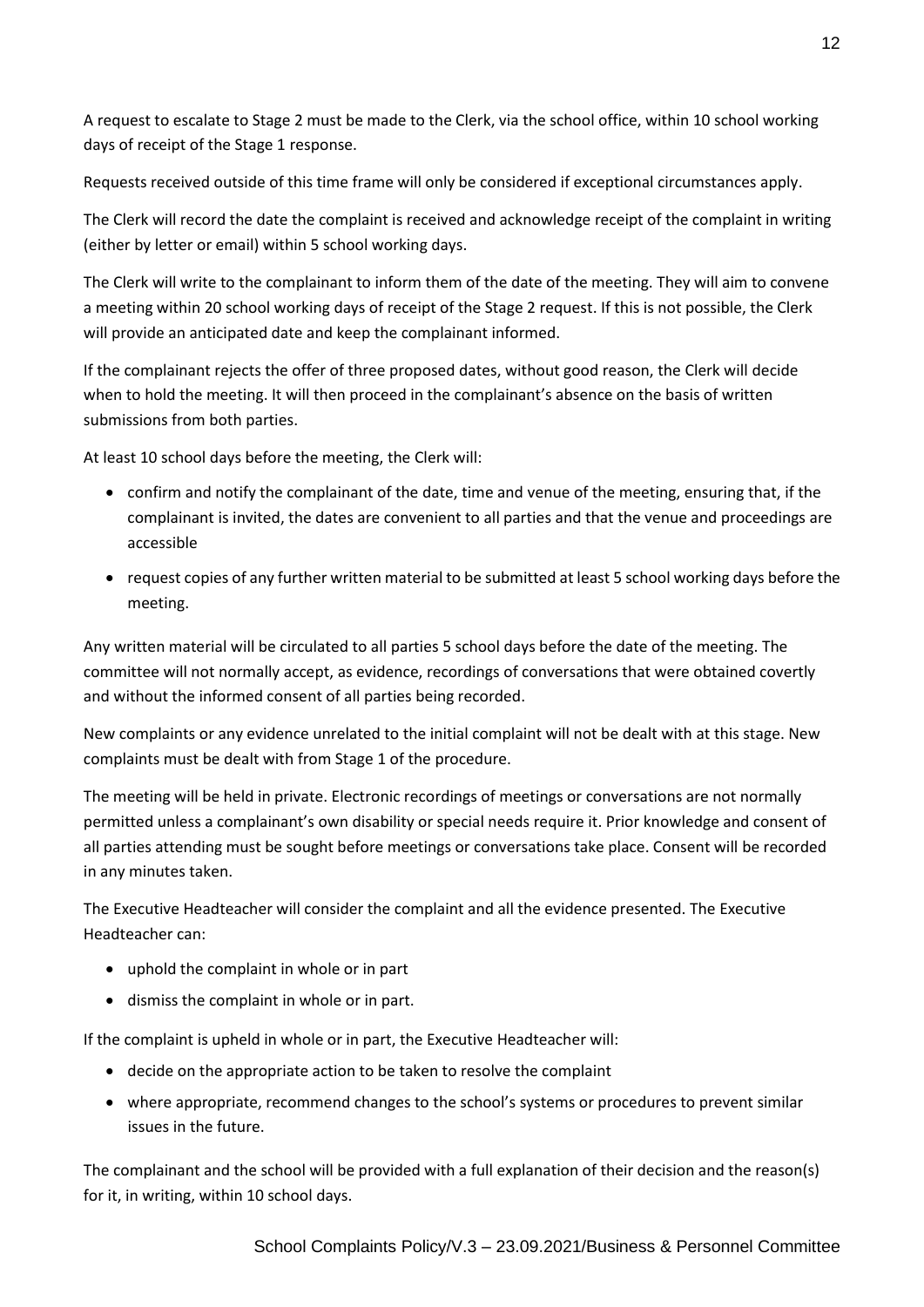A request to escalate to Stage 2 must be made to the Clerk, via the school office, within 10 school working days of receipt of the Stage 1 response.

Requests received outside of this time frame will only be considered if exceptional circumstances apply.

The Clerk will record the date the complaint is received and acknowledge receipt of the complaint in writing (either by letter or email) within 5 school working days.

The Clerk will write to the complainant to inform them of the date of the meeting. They will aim to convene a meeting within 20 school working days of receipt of the Stage 2 request. If this is not possible, the Clerk will provide an anticipated date and keep the complainant informed.

If the complainant rejects the offer of three proposed dates, without good reason, the Clerk will decide when to hold the meeting. It will then proceed in the complainant's absence on the basis of written submissions from both parties.

At least 10 school days before the meeting, the Clerk will:

- confirm and notify the complainant of the date, time and venue of the meeting, ensuring that, if the complainant is invited, the dates are convenient to all parties and that the venue and proceedings are accessible
- request copies of any further written material to be submitted at least 5 school working days before the meeting.

Any written material will be circulated to all parties 5 school days before the date of the meeting. The committee will not normally accept, as evidence, recordings of conversations that were obtained covertly and without the informed consent of all parties being recorded.

New complaints or any evidence unrelated to the initial complaint will not be dealt with at this stage. New complaints must be dealt with from Stage 1 of the procedure.

The meeting will be held in private. Electronic recordings of meetings or conversations are not normally permitted unless a complainant's own disability or special needs require it. Prior knowledge and consent of all parties attending must be sought before meetings or conversations take place. Consent will be recorded in any minutes taken.

The Executive Headteacher will consider the complaint and all the evidence presented. The Executive Headteacher can:

- uphold the complaint in whole or in part
- dismiss the complaint in whole or in part.

If the complaint is upheld in whole or in part, the Executive Headteacher will:

- decide on the appropriate action to be taken to resolve the complaint
- where appropriate, recommend changes to the school's systems or procedures to prevent similar issues in the future.

The complainant and the school will be provided with a full explanation of their decision and the reason(s) for it, in writing, within 10 school days.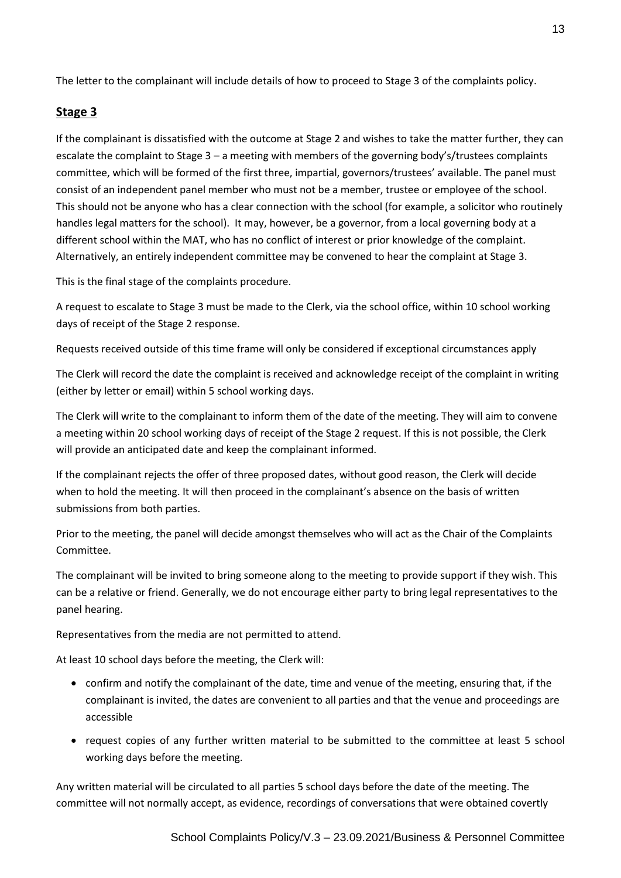The letter to the complainant will include details of how to proceed to Stage 3 of the complaints policy.

## Stage 3

If the complainant is dissatisfied with the outcome at Stage 2 and wishes to take the matter further, they can escalate the complaint to Stage 3 – a meeting with members of the governing body's/trustees complaints committee, which will be formed of the first three, impartial, governors/trustees' available. The panel must consist of an independent panel member who must not be a member, trustee or employee of the school. This should not be anyone who has a clear connection with the school (for example, a solicitor who routinely handles legal matters for the school). It may, however, be a governor, from a local governing body at a different school within the MAT, who has no conflict of interest or prior knowledge of the complaint. Alternatively, an entirely independent committee may be convened to hear the complaint at Stage 3.

This is the final stage of the complaints procedure.

A request to escalate to Stage 3 must be made to the Clerk, via the school office, within 10 school working days of receipt of the Stage 2 response.

Requests received outside of this time frame will only be considered if exceptional circumstances apply

The Clerk will record the date the complaint is received and acknowledge receipt of the complaint in writing (either by letter or email) within 5 school working days.

The Clerk will write to the complainant to inform them of the date of the meeting. They will aim to convene a meeting within 20 school working days of receipt of the Stage 2 request. If this is not possible, the Clerk will provide an anticipated date and keep the complainant informed.

If the complainant rejects the offer of three proposed dates, without good reason, the Clerk will decide when to hold the meeting. It will then proceed in the complainant's absence on the basis of written submissions from both parties.

Prior to the meeting, the panel will decide amongst themselves who will act as the Chair of the Complaints Committee.

The complainant will be invited to bring someone along to the meeting to provide support if they wish. This can be a relative or friend. Generally, we do not encourage either party to bring legal representatives to the panel hearing.

Representatives from the media are not permitted to attend.

At least 10 school days before the meeting, the Clerk will:

- confirm and notify the complainant of the date, time and venue of the meeting, ensuring that, if the complainant is invited, the dates are convenient to all parties and that the venue and proceedings are accessible
- request copies of any further written material to be submitted to the committee at least 5 school working days before the meeting.

Any written material will be circulated to all parties 5 school days before the date of the meeting. The committee will not normally accept, as evidence, recordings of conversations that were obtained covertly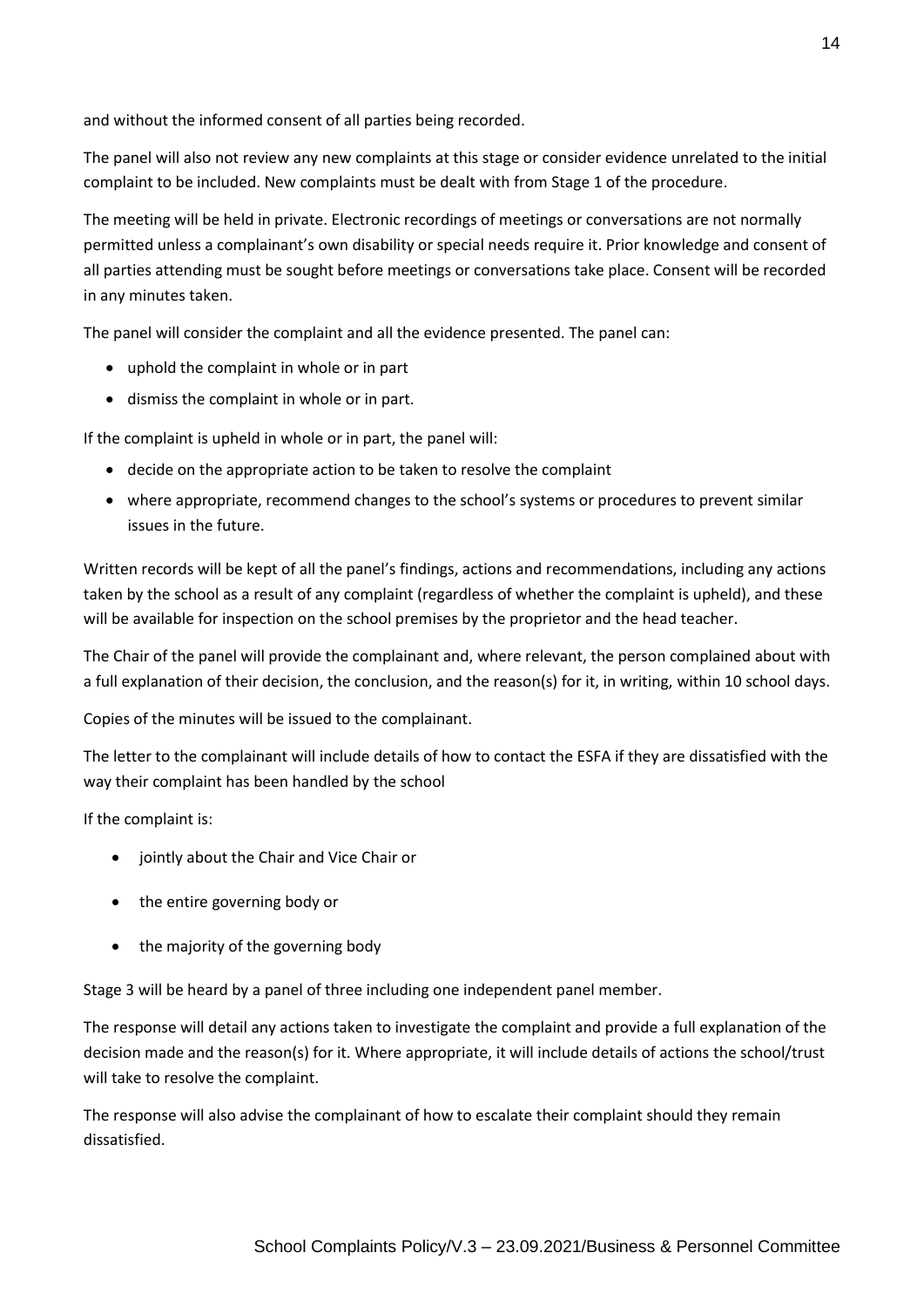and without the informed consent of all parties being recorded.

The panel will also not review any new complaints at this stage or consider evidence unrelated to the initial complaint to be included. New complaints must be dealt with from Stage 1 of the procedure.

The meeting will be held in private. Electronic recordings of meetings or conversations are not normally permitted unless a complainant's own disability or special needs require it. Prior knowledge and consent of all parties attending must be sought before meetings or conversations take place. Consent will be recorded in any minutes taken.

The panel will consider the complaint and all the evidence presented. The panel can:

- uphold the complaint in whole or in part
- dismiss the complaint in whole or in part.

If the complaint is upheld in whole or in part, the panel will:

- decide on the appropriate action to be taken to resolve the complaint
- where appropriate, recommend changes to the school's systems or procedures to prevent similar issues in the future.

Written records will be kept of all the panel's findings, actions and recommendations, including any actions taken by the school as a result of any complaint (regardless of whether the complaint is upheld), and these will be available for inspection on the school premises by the proprietor and the head teacher.

The Chair of the panel will provide the complainant and, where relevant, the person complained about with a full explanation of their decision, the conclusion, and the reason(s) for it, in writing, within 10 school days.

Copies of the minutes will be issued to the complainant.

The letter to the complainant will include details of how to contact the ESFA if they are dissatisfied with the way their complaint has been handled by the school

If the complaint is:

- jointly about the Chair and Vice Chair or
- the entire governing body or
- the majority of the governing body

Stage 3 will be heard by a panel of three including one independent panel member.

The response will detail any actions taken to investigate the complaint and provide a full explanation of the decision made and the reason(s) for it. Where appropriate, it will include details of actions the school/trust will take to resolve the complaint.

The response will also advise the complainant of how to escalate their complaint should they remain dissatisfied.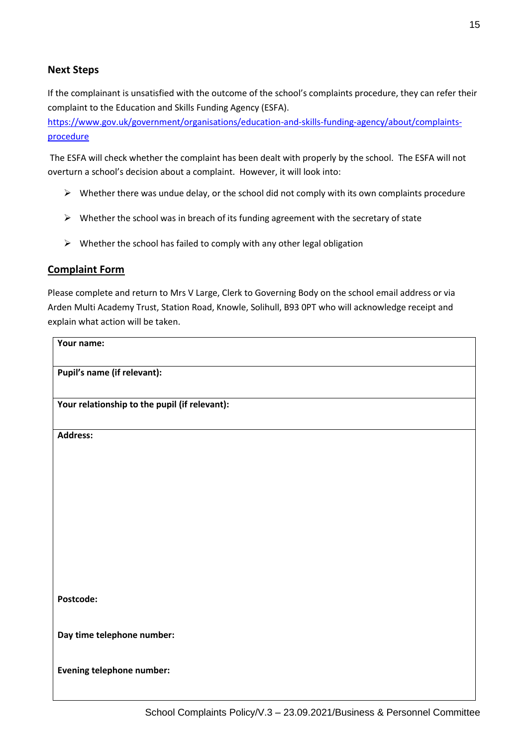## Next Steps

If the complainant is unsatisfied with the outcome of the school's complaints procedure, they can refer their complaint to the Education and Skills Funding Agency (ESFA).
[https://www.gov.uk/government/organisations/education-and-skills-funding-agency/about/complaints-procedure](https://www.gov.uk/government/organisations/education-and-skills-funding-agency/about/complaints-procedure)

The ESFA will check whether the complaint has been dealt with properly by the school. The ESFA will not overturn a school's decision about a complaint. However, it will look into:

- Whether there was undue delay, or the school did not comply with its own complaints procedure
- Whether the school was in breach of its funding agreement with the secretary of state
- Whether the school has failed to comply with any other legal obligation

## Complaint Form

Please complete and return to Mrs V Large, Clerk to Governing Body on the school email address or via Arden Multi Academy Trust, Station Road, Knowle, Solihull, B93 0PT who will acknowledge receipt and explain what action will be taken.

| Your name: |
|---|
| **Pupil's name (if relevant):** |
| **Your relationship to the pupil (if relevant):** |
| **Address:**<br><br><br><br><br><br>**Postcode:**<br><br>**Day time telephone number:**<br><br>**Evening telephone number:** |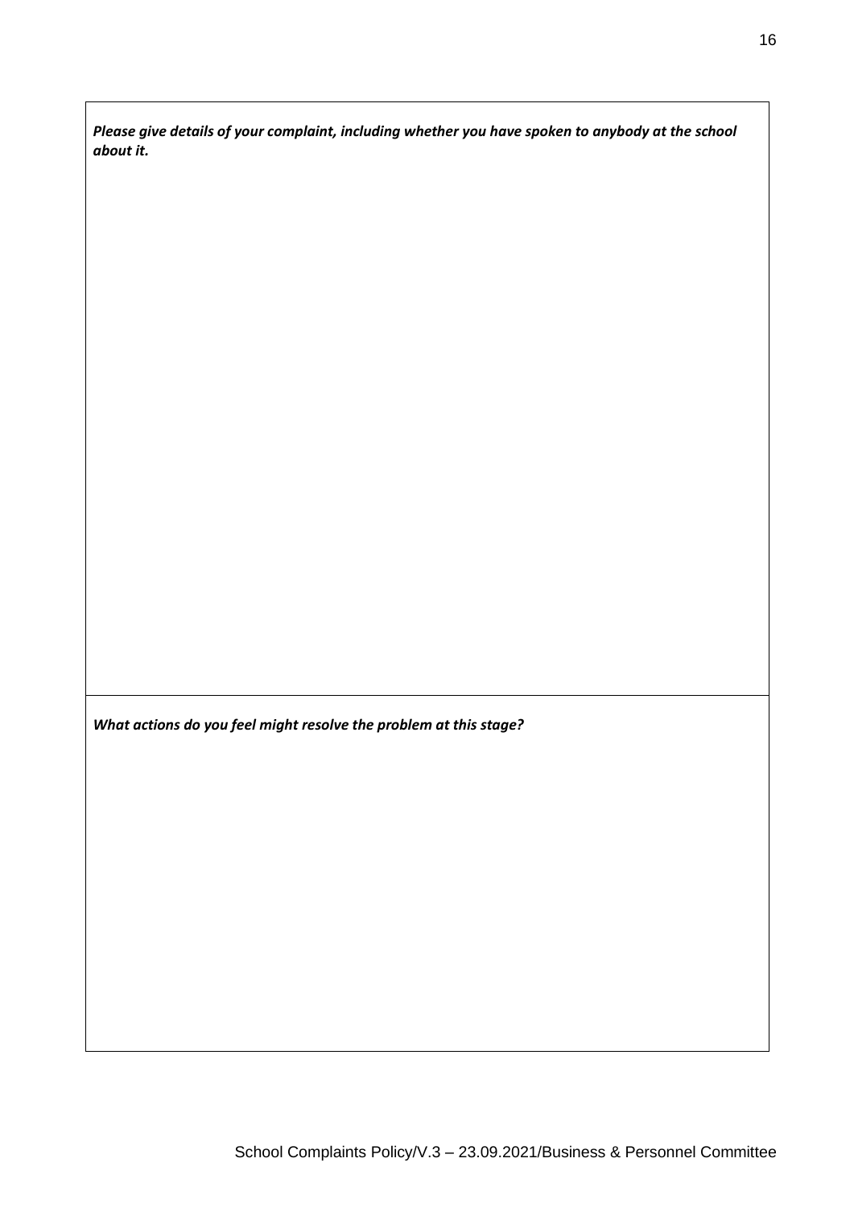| *Please give details of your complaint, including whether you have spoken to anybody at the school about it.* |
| --- |
| |
| ***What actions do you feel might resolve the problem at this stage?*** |
| |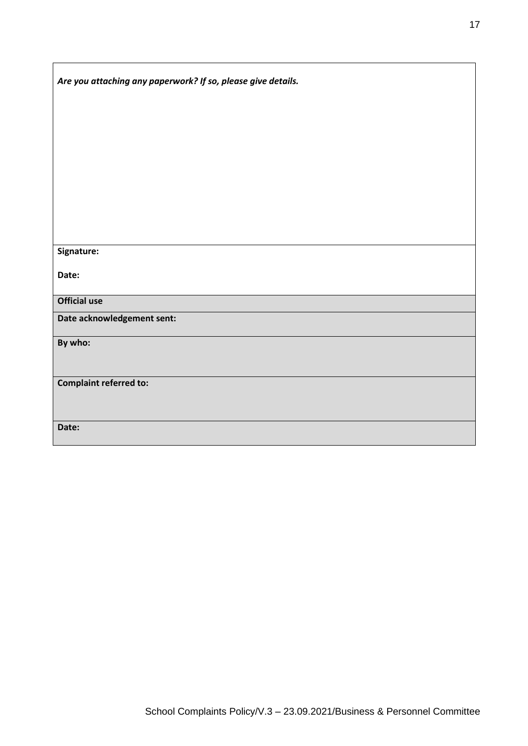| |
|---|
| ***Are you attaching any paperwork? If so, please give details.*** |
| **Signature:**<br><br>**Date:** |
| **Official use** |
| **Date acknowledgement sent:** |
| **By who:** |
| **Complaint referred to:** |
| **Date:** |